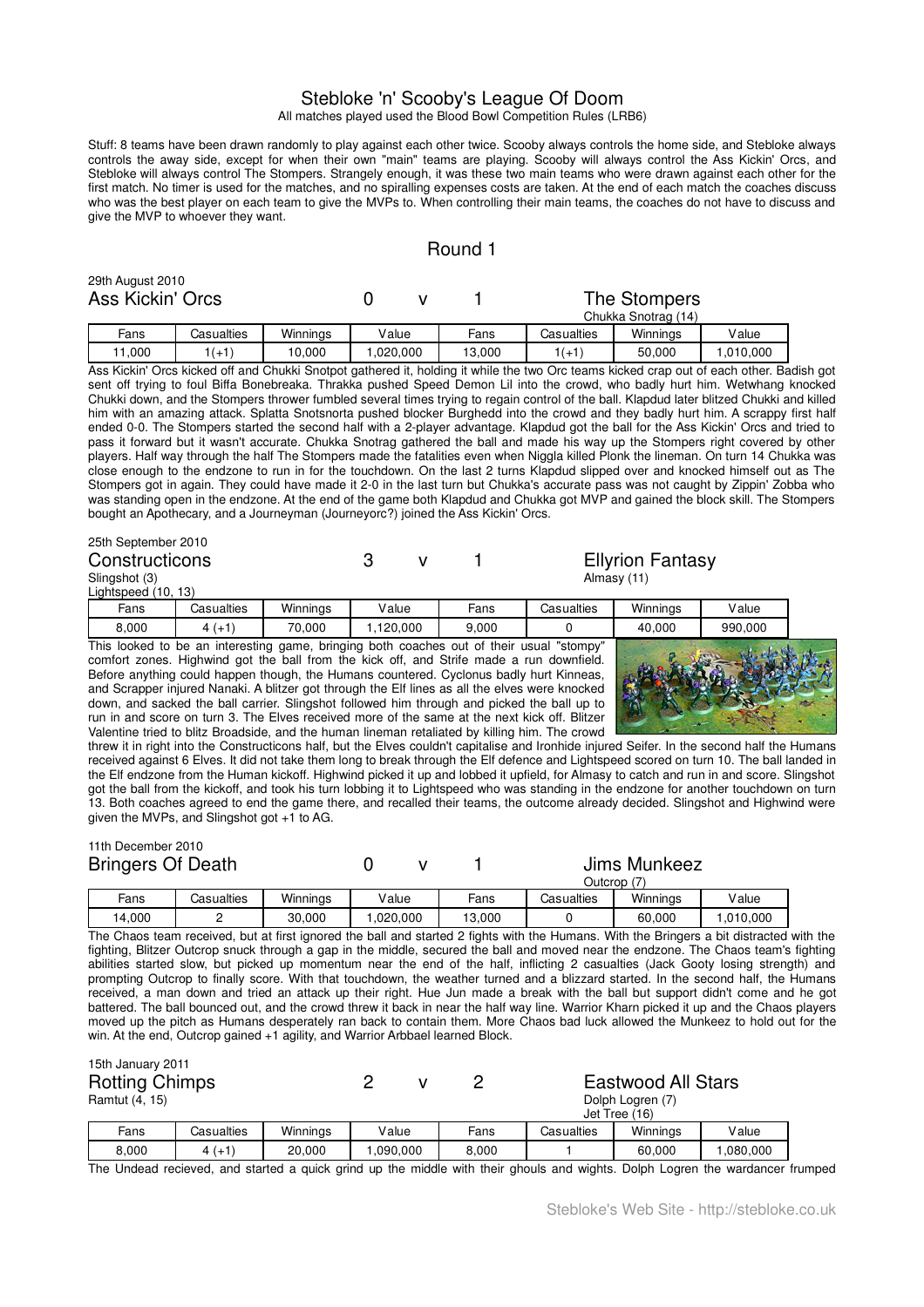# Stebloke 'n' Scooby's League Of Doom

All matches played used the Blood Bowl Competition Rules (LRB6)

Stuff: 8 teams have been drawn randomly to play against each other twice. Scooby always controls the home side, and Stebloke always controls the away side, except for when their own "main" teams are playing. Scooby will always control the Ass Kickin' Orcs, and Stebloke will always control The Stompers. Strangely enough, it was these two main teams who were drawn against each other for the first match. No timer is used for the matches, and no spiralling expenses costs are taken. At the end of each match the coaches discuss who was the best player on each team to give the MVPs to. When controlling their main teams, the coaches do not have to discuss and give the MVP to whoever they want.

## Round 1

29th August 2010

### Ass Kickin' Orcs 0 v 1 The Stompers

The Stompers: Chukka Snotrag (14)

| Fans | Casualties | Winnings | Value | Fans | Casualties | Winnings | Value |
|---|---|---|---|---|---|---|---|
| 11,000 | 1(+1) | 10,000 | 1,020,000 | 13,000 | 1(+1) | 50,000 | 1,010,000 |

Ass Kickin' Orcs kicked off and Chukki Snotpot gathered it, holding it while the two Orc teams kicked crap out of each other. Badish got sent off trying to foul Biffa Bonebreaka. Thrakka pushed Speed Demon Lil into the crowd, who badly hurt him. Wetwhang knocked Chukki down, and the Stompers thrower fumbled several times trying to regain control of the ball. Klapdud later blitzed Chukki and killed him with an amazing attack. Splatta Snotsnorta pushed blocker Burghedd into the crowd and they badly hurt him. A scrappy first half ended 0-0. The Stompers started the second half with a 2-player advantage. Klapdud got the ball for the Ass Kickin' Orcs and tried to pass it forward but it wasn't accurate. Chukka Snotrag gathered the ball and made his way up the Stompers right covered by other players. Half way through the half The Stompers made the fatalities even when Niggla killed Plonk the lineman. On turn 14 Chukka was close enough to the endzone to run in for the touchdown. On the last 2 turns Klapdud slipped over and knocked himself out as The Stompers got in again. They could have made it 2-0 in the last turn but Chukka's accurate pass was not caught by Zippin' Zobba who was standing open in the endzone. At the end of the game both Klapdud and Chukka got MVP and gained the block skill. The Stompers bought an Apothecary, and a Journeyman (Journeyorc?) joined the Ass Kickin' Orcs.

25th September 2010

### Constructicons 3 v 1 Ellyrion Fantasy

Constructicons: Slingshot (3), Lightspeed (10, 13)

Ellyrion Fantasy: Almasy (11)

| Fans | Casualties | Winnings | Value | Fans | Casualties | Winnings | Value |
|---|---|---|---|---|---|---|---|
| 8,000 | 4 (+1) | 70,000 | 1,120,000 | 9,000 | 0 | 40,000 | 990,000 |

This looked to be an interesting game, bringing both coaches out of their usual "stompy" comfort zones. Highwind got the ball from the kick off, and Strife made a run downfield. Before anything could happen though, the Humans countered. Cyclonus badly hurt Kinneas, and Scrapper injured Nanaki. A blitzer got through the Elf lines as all the elves were knocked down, and sacked the ball carrier. Slingshot followed him through and picked the ball up to run in and score on turn 3. The Elves received more of the same at the next kick off. Blitzer Valentine tried to blitz Broadside, and the human lineman retaliated by killing him. The crowd threw it in right into the Constructicons half, but the Elves couldn't capitalise and Ironhide injured Seifer. In the second half the Humans received against 6 Elves. It did not take them long to break through the Elf defence and Lightspeed scored on turn 10. The ball landed in the Elf endzone from the Human kickoff. Highwind picked it up and lobbed it upfield, for Almasy to catch and run in and score. Slingshot got the ball from the kickoff, and took his turn lobbing it to Lightspeed who was standing in the endzone for another touchdown on turn 13. Both coaches agreed to end the game there, and recalled their teams, the outcome already decided. Slingshot and Highwind were given the MVPs, and Slingshot got +1 to AG.

11th December 2010

### Bringers Of Death 0 v 1 Jims Munkeez

Jims Munkeez: Outcrop (7)

| Fans | Casualties | Winnings | Value | Fans | Casualties | Winnings | Value |
|---|---|---|---|---|---|---|---|
| 14,000 | 2 | 30,000 | 1,020,000 | 13,000 | 0 | 60,000 | 1,010,000 |

The Chaos team received, but at first ignored the ball and started 2 fights with the Humans. With the Bringers a bit distracted with the fighting, Blitzer Outcrop snuck through a gap in the middle, secured the ball and moved near the endzone. The Chaos team's fighting abilities started slow, but picked up momentum near the end of the half, inflicting 2 casualties (Jack Gooty losing strength) and prompting Outcrop to finally score. With that touchdown, the weather turned and a blizzard started. In the second half, the Humans received, a man down and tried an attack up their right. Hue Jun made a break with the ball but support didn't come and he got battered. The ball bounced out, and the crowd threw it back in near the half way line. Warrior Kharn picked it up and the Chaos players moved up the pitch as Humans desperately ran back to contain them. More Chaos bad luck allowed the Munkeez to hold out for the win. At the end, Outcrop gained +1 agility, and Warrior Arbbael learned Block.

15th January 2011

### Rotting Chimps 2 v 2 Eastwood All Stars

Rotting Chimps: Ramtut (4, 15)

Eastwood All Stars: Dolph Logren (7), Jet Tree (16)

| Fans | Casualties | Winnings | Value | Fans | Casualties | Winnings | Value |
|---|---|---|---|---|---|---|---|
| 8,000 | 4 (+1) | 20,000 | 1,090,000 | 8,000 | 1 | 60,000 | 1,080,000 |

The Undead recieved, and started a quick grind up the middle with their ghouls and wights. Dolph Logren the wardancer frumped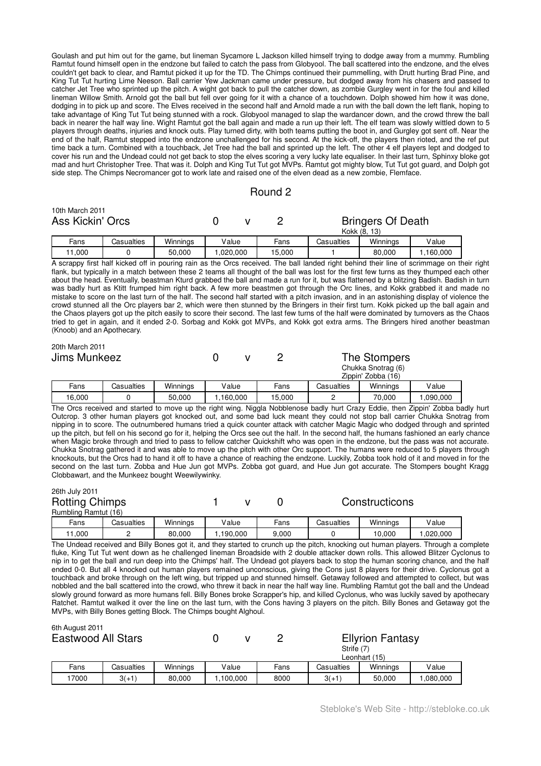Goulash and put him out for the game, but lineman Sycamore L Jackson killed himself trying to dodge away from a mummy. Rumbling Ramtut found himself open in the endzone but failed to catch the pass from Globyool. The ball scattered into the endzone, and the elves couldn't get back to clear, and Ramtut picked it up for the TD. The Chimps continued their pummelling, with Drutt hurting Brad Pine, and King Tut Tut hurting Lime Neeson. Ball carrier Yew Jackman came under pressure, but dodged away from his chasers and passed to catcher Jet Tree who sprinted up the pitch. A wight got back to pull the catcher down, as zombie Gurgley went in for the foul and killed lineman Willow Smith. Arnold got the ball but fell over going for it with a chance of a touchdown. Dolph showed him how it was done, dodging in to pick up and score. The Elves received in the second half and Arnold made a run with the ball down the left flank, hoping to take advantage of King Tut Tut being stunned with a rock. Globyool managed to slap the wardancer down, and the crowd threw the ball back in nearer the half way line. Wight Ramtut got the ball again and made a run up their left. The elf team was slowly wittled down to 5 players through deaths, injuries and knock outs. Play turned dirty, with both teams putting the boot in, and Gurgley got sent off. Near the end of the half, Ramtut stepped into the endzone unchallenged for his second. At the kick-off, the players then rioted, and the ref put time back a turn. Combined with a touchback, Jet Tree had the ball and sprinted up the left. The other 4 elf players lept and dodged to cover his run and the Undead could not get back to stop the elves scoring a very lucky late equaliser. In their last turn, Sphinxy bloke got mad and hurt Christopher Tree. That was it. Dolph and King Tut Tut got MVPs. Ramtut got mighty blow, Tut Tut got guard, and Dolph got side step. The Chimps Necromancer got to work late and raised one of the elven dead as a new zombie, Flemface.

## Round 2

10th March 2011

| Ass Kickin' Orcs | | | | 0 v 2 | Bringers Of Death<br>Kokk (8, 13) | | |
|---|---|---|---|---|---|---|---|
| Fans | Casualties | Winnings | Value | Fans | Casualties | Winnings | Value |
| 11,000 | 0 | 50,000 | 1,020,000 | 15,000 | 1 | 80,000 | 1,160,000 |

A scrappy first half kicked off in pouring rain as the Orcs received. The ball landed right behind their line of scrimmage on their right flank, but typically in a match between these 2 teams all thought of the ball was lost for the first few turns as they thumped each other about the head. Eventually, beastman Kturd grabbed the ball and made a run for it, but was flattened by a blitzing Badish. Badish in turn was badly hurt as Ktitt frumped him right back. A few more beastmen got through the Orc lines, and Kokk grabbed it and made no mistake to score on the last turn of the half. The second half started with a pitch invasion, and in an astonishing display of violence the crowd stunned all the Orc players bar 2, which were then stunned by the Bringers in their first turn. Kokk picked up the ball again and the Chaos players got up the pitch easily to score their second. The last few turns of the half were dominated by turnovers as the Chaos tried to get in again, and it ended 2-0. Sorbag and Kokk got MVPs, and Kokk got extra arms. The Bringers hired another beastman (Knoob) and an Apothecary.

20th March 2011

| Jims Munkeez | | | | 0 v 2 | The Stompers<br>Chukka Snotrag (6)<br>Zippin' Zobba (16) | | |
|---|---|---|---|---|---|---|---|
| Fans | Casualties | Winnings | Value | Fans | Casualties | Winnings | Value |
| 16,000 | 0 | 50,000 | 1,160,000 | 15,000 | 2 | 70,000 | 1,090,000 |

The Orcs received and started to move up the right wing. Niggla Nobblenose badly hurt Crazy Eddie, then Zippin' Zobba badly hurt Outcrop. 3 other human players got knocked out, and some bad luck meant they could not stop ball carrier Chukka Snotrag from nipping in to score. The outnumbered humans tried a quick counter attack with catcher Magic Magic who dodged through and sprinted up the pitch, but fell on his second go for it, helping the Orcs see out the half. In the second half, the humans fashioned an early chance when Magic broke through and tried to pass to fellow catcher Quickshift who was open in the endzone, but the pass was not accurate. Chukka Snotrag gathered it and was able to move up the pitch with other Orc support. The humans were reduced to 5 players through knockouts, but the Orcs had to hand it off to have a chance of reaching the endzone. Luckily, Zobba took hold of it and moved in for the second on the last turn. Zobba and Hue Jun got MVPs. Zobba got guard, and Hue Jun got accurate. The Stompers bought Kragg Clobbawart, and the Munkeez bought Weewilywinky.

26th July 2011

| Rotting Chimps<br>Rumbling Ramtut (16) | | | | 1 v 0 | Constructicons | | |
|---|---|---|---|---|---|---|---|
| Fans | Casualties | Winnings | Value | Fans | Casualties | Winnings | Value |
| 11,000 | 2 | 80,000 | 1,190,000 | 9,000 | 0 | 10,000 | 1,020,000 |

The Undead received and Billy Bones got it, and they started to crunch up the pitch, knocking out human players. Through a complete fluke, King Tut Tut went down as he challenged lineman Broadside with 2 double attacker down rolls. This allowed Blitzer Cyclonus to nip in to get the ball and run deep into the Chimps' half. The Undead got players back to stop the human scoring chance, and the half ended 0-0. But all 4 knocked out human players remained unconscious, giving the Cons just 8 players for their drive. Cyclonus got a touchback and broke through on the left wing, but tripped up and stunned himself. Getaway followed and attempted to collect, but was nobbled and the ball scattered into the crowd, who threw it back in near the half way line. Rumbling Ramtut got the ball and the Undead slowly ground forward as more humans fell. Billy Bones broke Scrapper's hip, and killed Cyclonus, who was luckily saved by apothecary Ratchet. Ramtut walked it over the line on the last turn, with the Cons having 3 players on the pitch. Billy Bones and Getaway got the MVPs, with Billy Bones getting Block. The Chimps bought Alghoul.

6th August 2011

| Eastwood All Stars | | | | 0 v 2 | Ellyrion Fantasy<br>Strife (7)<br>Leonhart (15) | | |
|---|---|---|---|---|---|---|---|
| Fans | Casualties | Winnings | Value | Fans | Casualties | Winnings | Value |
| 17000 | 3(+1) | 80,000 | 1,100,000 | 8000 | 3(+1) | 50,000 | 1,080,000 |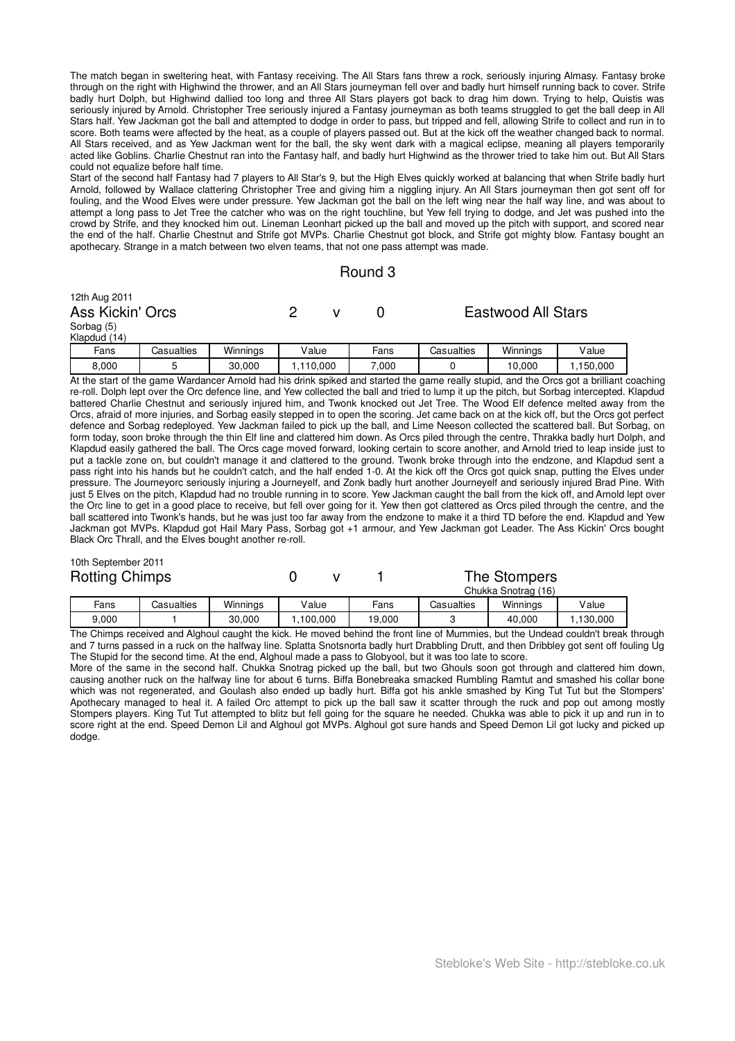The match began in sweltering heat, with Fantasy receiving. The All Stars fans threw a rock, seriously injuring Almasy. Fantasy broke through on the right with Highwind the thrower, and an All Stars journeyman fell over and badly hurt himself running back to cover. Strife badly hurt Dolph, but Highwind dallied too long and three All Stars players got back to drag him down. Trying to help, Quistis was seriously injured by Arnold. Christopher Tree seriously injured a Fantasy journeyman as both teams struggled to get the ball deep in All Stars half. Yew Jackman got the ball and attempted to dodge in order to pass, but tripped and fell, allowing Strife to collect and run in to score. Both teams were affected by the heat, as a couple of players passed out. But at the kick off the weather changed back to normal. All Stars received, and as Yew Jackman went for the ball, the sky went dark with a magical eclipse, meaning all players temporarily acted like Goblins. Charlie Chestnut ran into the Fantasy half, and badly hurt Highwind as the thrower tried to take him out. But All Stars could not equalize before half time.

Start of the second half Fantasy had 7 players to All Star's 9, but the High Elves quickly worked at balancing that when Strife badly hurt Arnold, followed by Wallace clattering Christopher Tree and giving him a niggling injury. An All Stars journeyman then got sent off for fouling, and the Wood Elves were under pressure. Yew Jackman got the ball on the left wing near the half way line, and was about to attempt a long pass to Jet Tree the catcher who was on the right touchline, but Yew fell trying to dodge, and Jet was pushed into the crowd by Strife, and they knocked him out. Lineman Leonhart picked up the ball and moved up the pitch with support, and scored near the end of the half. Charlie Chestnut and Strife got MVPs. Charlie Chestnut got block, and Strife got mighty blow. Fantasy bought an apothecary. Strange in a match between two elven teams, that not one pass attempt was made.

## Round 3

12th Aug 2011

### Ass Kickin' Orcs 2 v 0 Eastwood All Stars

Sorbag (5)
Klapdud (14)

| Fans | Casualties | Winnings | Value | Fans | Casualties | Winnings | Value |
|---|---|---|---|---|---|---|---|
| 8,000 | 5 | 30,000 | 1,110,000 | 7,000 | 0 | 10,000 | 1,150,000 |

At the start of the game Wardancer Arnold had his drink spiked and started the game really stupid, and the Orcs got a brilliant coaching re-roll. Dolph lept over the Orc defence line, and Yew collected the ball and tried to lump it up the pitch, but Sorbag intercepted. Klapdud battered Charlie Chestnut and seriously injured him, and Twonk knocked out Jet Tree. The Wood Elf defence melted away from the Orcs, afraid of more injuries, and Sorbag easily stepped in to open the scoring. Jet came back on at the kick off, but the Orcs got perfect defence and Sorbag redeployed. Yew Jackman failed to pick up the ball, and Lime Neeson collected the scattered ball. But Sorbag, on form today, soon broke through the thin Elf line and clattered him down. As Orcs piled through the centre, Thrakka badly hurt Dolph, and Klapdud easily gathered the ball. The Orcs cage moved forward, looking certain to score another, and Arnold tried to leap inside just to put a tackle zone on, but couldn't manage it and clattered to the ground. Twonk broke through into the endzone, and Klapdud sent a pass right into his hands but he couldn't catch, and the half ended 1-0. At the kick off the Orcs got quick snap, putting the Elves under pressure. The Journeyorc seriously injuring a Journeyelf, and Zonk badly hurt another Journeyelf and seriously injured Brad Pine. With just 5 Elves on the pitch, Klapdud had no trouble running in to score. Yew Jackman caught the ball from the kick off, and Arnold lept over the Orc line to get in a good place to receive, but fell over going for it. Yew then got clattered as Orcs piled through the centre, and the ball scattered into Twonk's hands, but he was just too far away from the endzone to make it a third TD before the end. Klapdud and Yew Jackman got MVPs. Klapdud got Hail Mary Pass, Sorbag got +1 armour, and Yew Jackman got Leader. The Ass Kickin' Orcs bought Black Orc Thrall, and the Elves bought another re-roll.

10th September 2011

### Rotting Chimps 0 v 1 The Stompers

Chukka Snotrag (16)

| Fans | Casualties | Winnings | Value | Fans | Casualties | Winnings | Value |
|---|---|---|---|---|---|---|---|
| 9,000 | 1 | 30,000 | 1,100,000 | 19,000 | 3 | 40,000 | 1,130,000 |

The Chimps received and Alghoul caught the kick. He moved behind the front line of Mummies, but the Undead couldn't break through and 7 turns passed in a ruck on the halfway line. Splatta Snotsnorta badly hurt Drabbling Drutt, and then Dribbley got sent off fouling Ug The Stupid for the second time. At the end, Alghoul made a pass to Globyool, but it was too late to score.

More of the same in the second half. Chukka Snotrag picked up the ball, but two Ghouls soon got through and clattered him down, causing another ruck on the halfway line for about 6 turns. Biffa Bonebreaka smacked Rumbling Ramtut and smashed his collar bone which was not regenerated, and Goulash also ended up badly hurt. Biffa got his ankle smashed by King Tut Tut but the Stompers' Apothecary managed to heal it. A failed Orc attempt to pick up the ball saw it scatter through the ruck and pop out among mostly Stompers players. King Tut Tut attempted to blitz but fell going for the square he needed. Chukka was able to pick it up and run in to score right at the end. Speed Demon Lil and Alghoul got MVPs. Alghoul got sure hands and Speed Demon Lil got lucky and picked up dodge.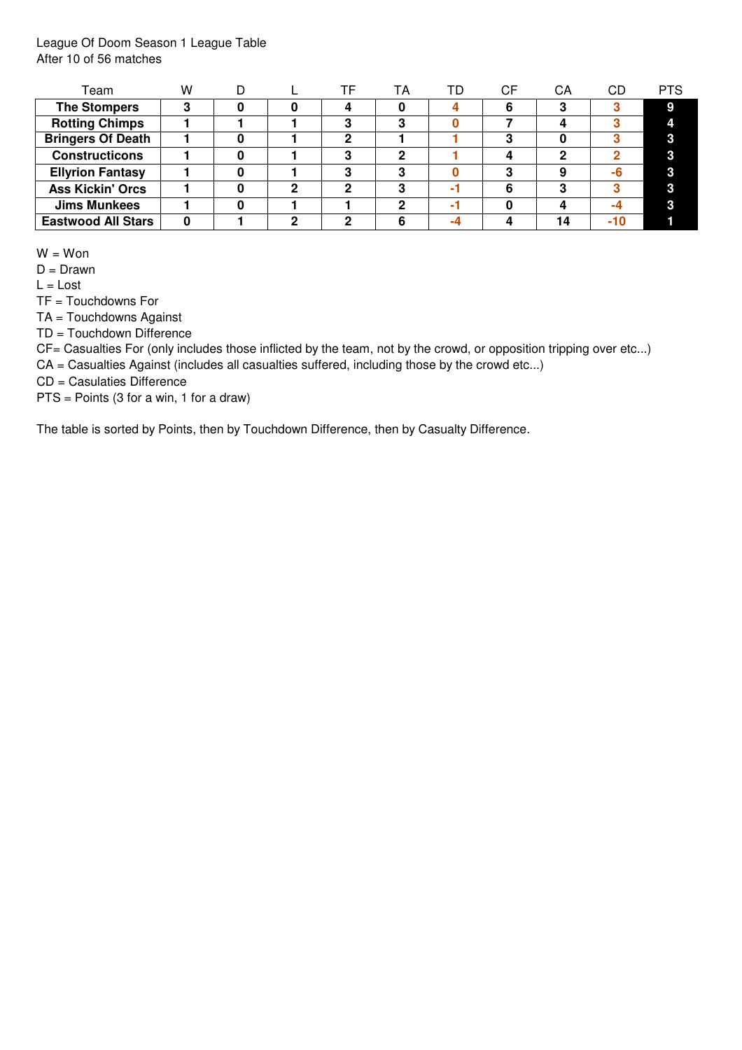League Of Doom Season 1 League Table
After 10 of 56 matches

| Team | W | D | L | TF | TA | TD | CF | CA | CD | PTS |
|---|---|---|---|---|---|---|---|---|---|---|
| **The Stompers** | **3** | **0** | **0** | **4** | **0** | **4** | **6** | **3** | **3** | **9** |
| **Rotting Chimps** | **1** | **1** | **1** | **3** | **3** | **0** | **7** | **4** | **3** | **4** |
| **Bringers Of Death** | **1** | **0** | **1** | **2** | **1** | **1** | **3** | **0** | **3** | **3** |
| **Constructicons** | **1** | **0** | **1** | **3** | **2** | **1** | **4** | **2** | **2** | **3** |
| **Ellyrion Fantasy** | **1** | **0** | **1** | **3** | **3** | **0** | **3** | **9** | **-6** | **3** |
| **Ass Kickin' Orcs** | **1** | **0** | **2** | **2** | **3** | **-1** | **6** | **3** | **3** | **3** |
| **Jims Munkees** | **1** | **0** | **1** | **1** | **2** | **-1** | **0** | **4** | **-4** | **3** |
| **Eastwood All Stars** | **0** | **1** | **2** | **2** | **6** | **-4** | **4** | **14** | **-10** | **1** |

W = Won
D = Drawn
L = Lost
TF = Touchdowns For
TA = Touchdowns Against
TD = Touchdown Difference
CF= Casualties For (only includes those inflicted by the team, not by the crowd, or opposition tripping over etc...)
CA = Casualties Against (includes all casualties suffered, including those by the crowd etc...)
CD = Casulaties Difference
PTS = Points (3 for a win, 1 for a draw)

The table is sorted by Points, then by Touchdown Difference, then by Casualty Difference.